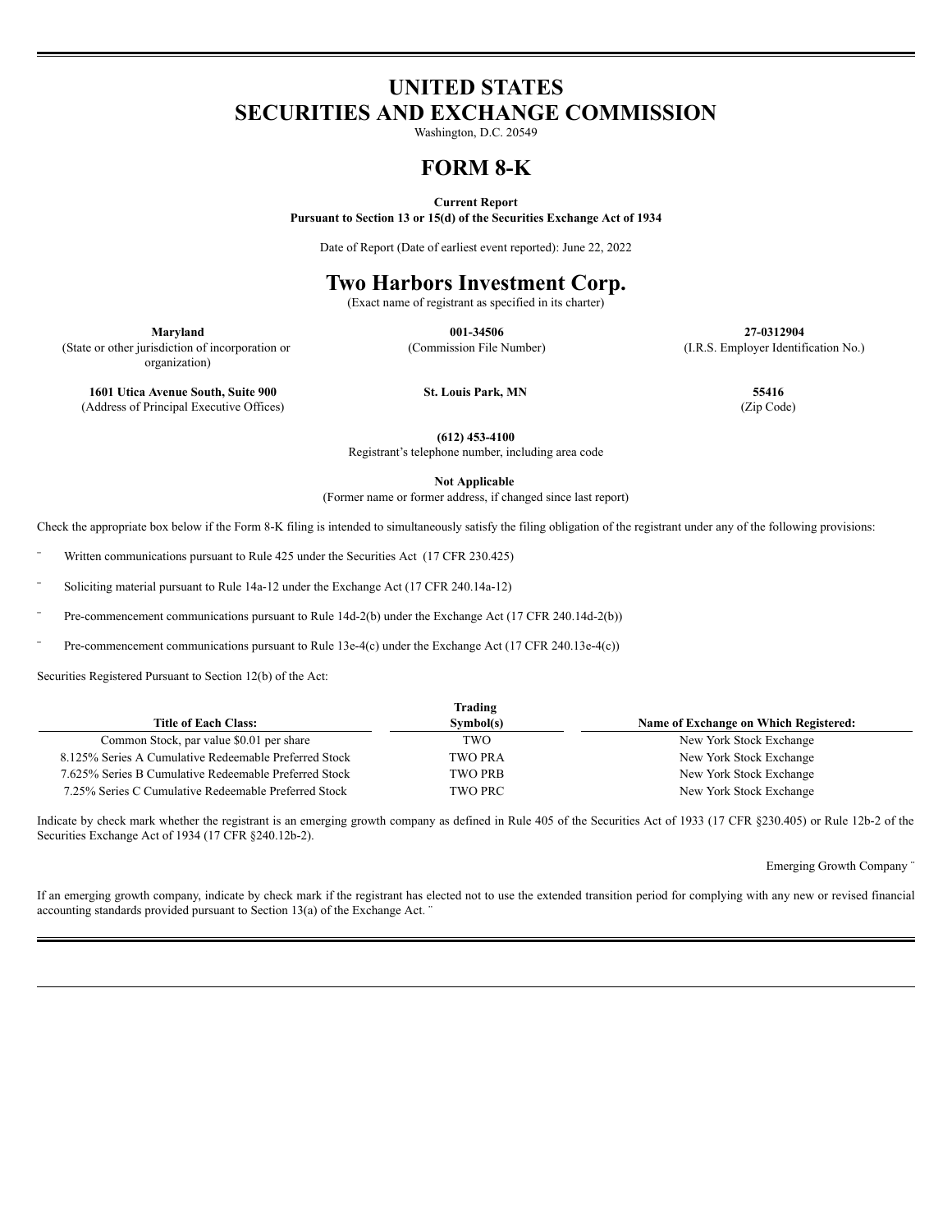# UNITED STATES
# SECURITIES AND EXCHANGE COMMISSION

Washington, D.C. 20549

# FORM 8-K

**Current Report**
**Pursuant to Section 13 or 15(d) of the Securities Exchange Act of 1934**

Date of Report (Date of earliest event reported): June 22, 2022

# Two Harbors Investment Corp.

(Exact name of registrant as specified in its charter)

| **Maryland** | **001-34506** | **27-0312904** |
|---|---|---|
| (State or other jurisdiction of incorporation or organization) | (Commission File Number) | (I.R.S. Employer Identification No.) |

| **1601 Utica Avenue South, Suite 900** | **St. Louis Park, MN** | **55416** |
|---|---|---|
| (Address of Principal Executive Offices) | | (Zip Code) |

**(612) 453-4100**
Registrant's telephone number, including area code

**Not Applicable**
(Former name or former address, if changed since last report)

Check the appropriate box below if the Form 8-K filing is intended to simultaneously satisfy the filing obligation of the registrant under any of the following provisions:

¨ Written communications pursuant to Rule 425 under the Securities Act (17 CFR 230.425)

¨ Soliciting material pursuant to Rule 14a-12 under the Exchange Act (17 CFR 240.14a-12)

¨ Pre-commencement communications pursuant to Rule 14d-2(b) under the Exchange Act (17 CFR 240.14d-2(b))

¨ Pre-commencement communications pursuant to Rule 13e-4(c) under the Exchange Act (17 CFR 240.13e-4(c))

Securities Registered Pursuant to Section 12(b) of the Act:

| Title of Each Class: | Trading Symbol(s) | Name of Exchange on Which Registered: |
|---|---|---|
| Common Stock, par value $0.01 per share | TWO | New York Stock Exchange |
| 8.125% Series A Cumulative Redeemable Preferred Stock | TWO PRA | New York Stock Exchange |
| 7.625% Series B Cumulative Redeemable Preferred Stock | TWO PRB | New York Stock Exchange |
| 7.25% Series C Cumulative Redeemable Preferred Stock | TWO PRC | New York Stock Exchange |

Indicate by check mark whether the registrant is an emerging growth company as defined in Rule 405 of the Securities Act of 1933 (17 CFR §230.405) or Rule 12b-2 of the Securities Exchange Act of 1934 (17 CFR §240.12b-2).

Emerging Growth Company ¨

If an emerging growth company, indicate by check mark if the registrant has elected not to use the extended transition period for complying with any new or revised financial accounting standards provided pursuant to Section 13(a) of the Exchange Act. ¨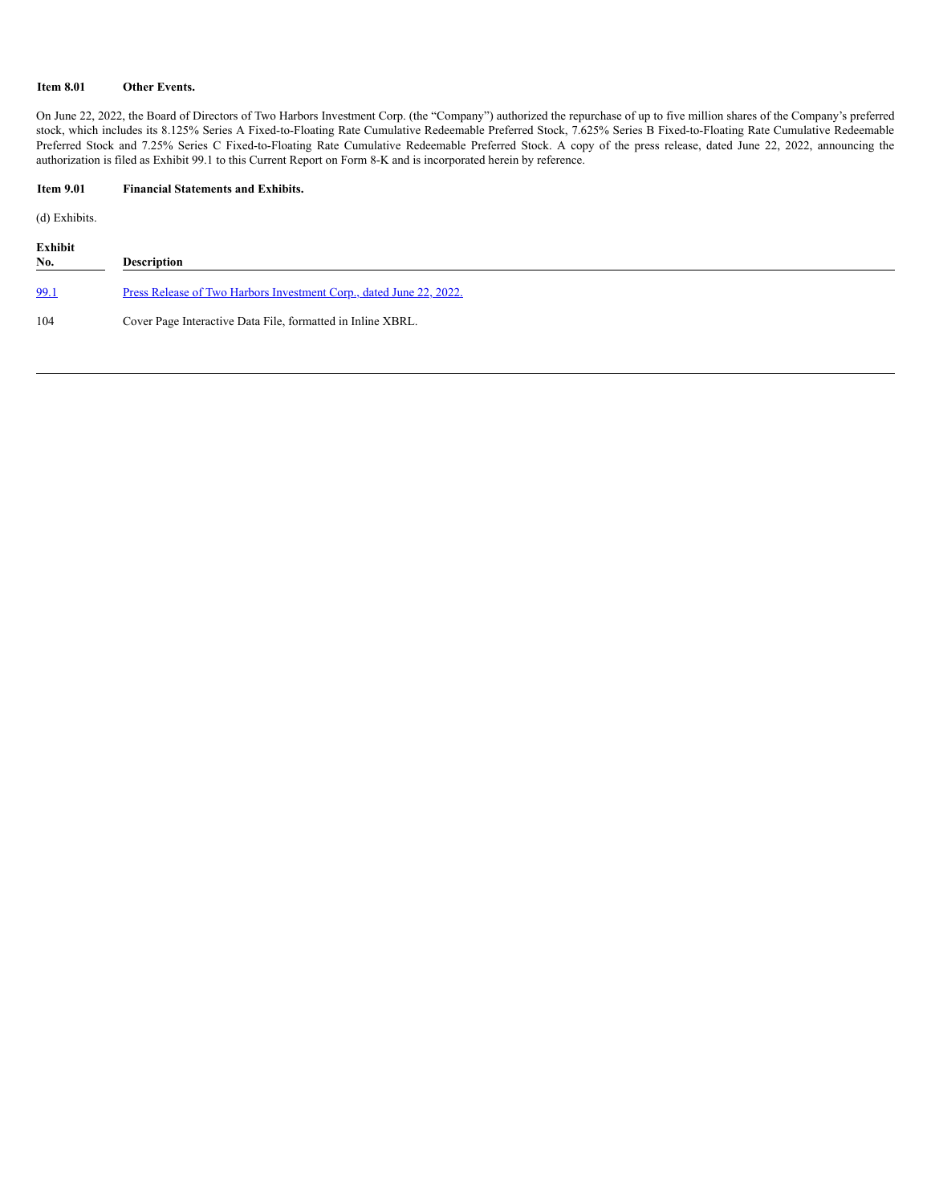**Item 8.01 Other Events.**

On June 22, 2022, the Board of Directors of Two Harbors Investment Corp. (the "Company") authorized the repurchase of up to five million shares of the Company's preferred stock, which includes its 8.125% Series A Fixed-to-Floating Rate Cumulative Redeemable Preferred Stock, 7.625% Series B Fixed-to-Floating Rate Cumulative Redeemable Preferred Stock and 7.25% Series C Fixed-to-Floating Rate Cumulative Redeemable Preferred Stock. A copy of the press release, dated June 22, 2022, announcing the authorization is filed as Exhibit 99.1 to this Current Report on Form 8-K and is incorporated herein by reference.

**Item 9.01 Financial Statements and Exhibits.**

(d) Exhibits.

| Exhibit No. | Description |
|---|---|
| 99.1 | Press Release of Two Harbors Investment Corp., dated June 22, 2022. |
| 104 | Cover Page Interactive Data File, formatted in Inline XBRL. |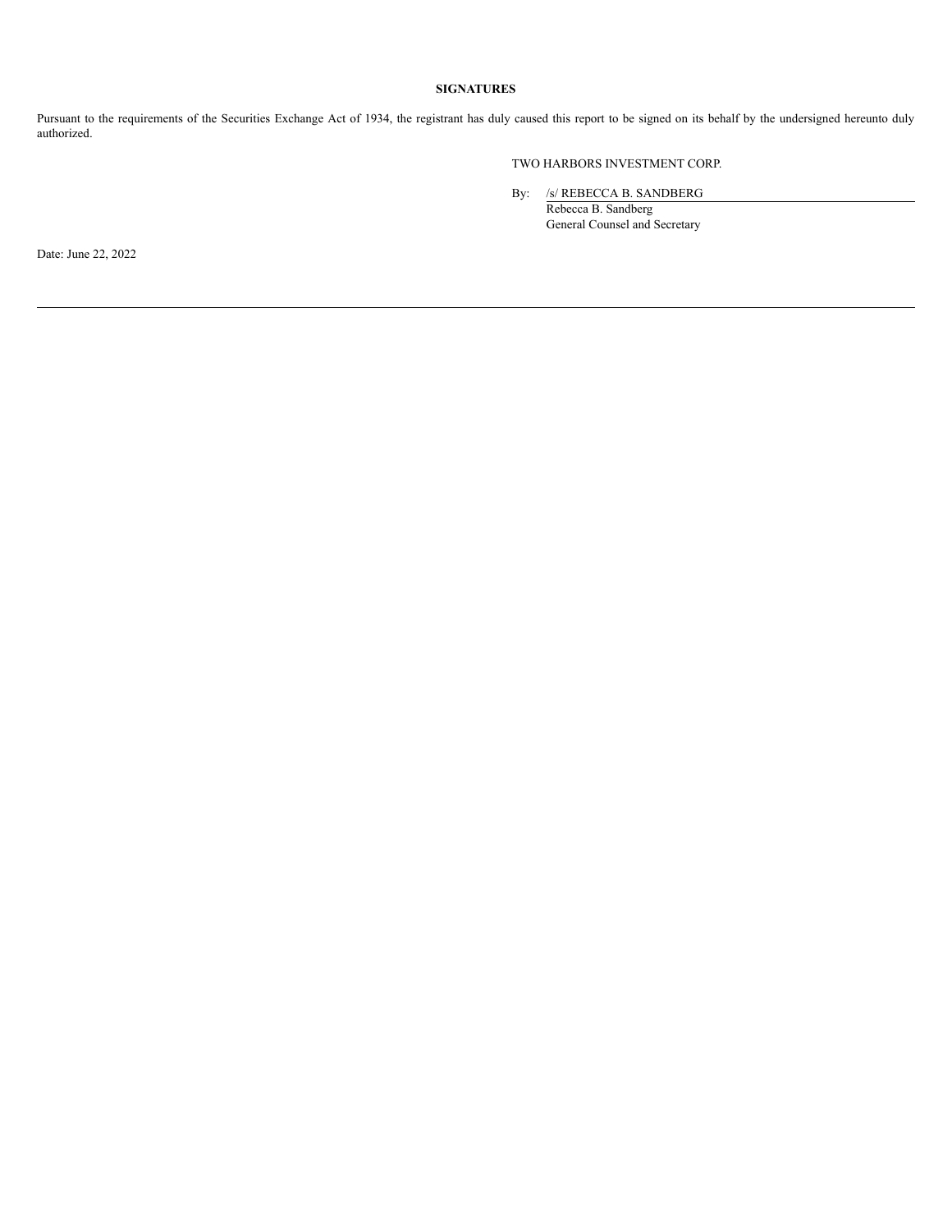**SIGNATURES**

Pursuant to the requirements of the Securities Exchange Act of 1934, the registrant has duly caused this report to be signed on its behalf by the undersigned hereunto duly authorized.

TWO HARBORS INVESTMENT CORP.

By: /s/ REBECCA B. SANDBERG
Rebecca B. Sandberg
General Counsel and Secretary

Date: June 22, 2022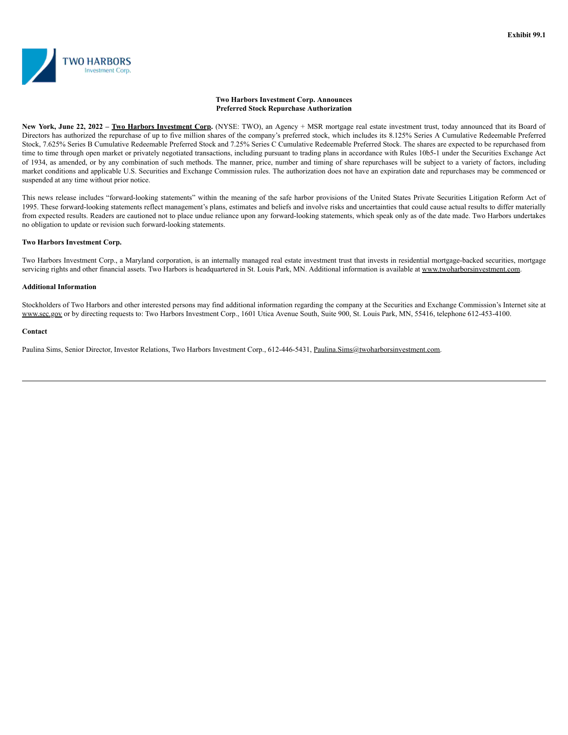Exhibit 99.1

**Two Harbors Investment Corp. Announces**
**Preferred Stock Repurchase Authorization**

**New York, June 22, 2022 – Two Harbors Investment Corp.** (NYSE: TWO), an Agency + MSR mortgage real estate investment trust, today announced that its Board of Directors has authorized the repurchase of up to five million shares of the company's preferred stock, which includes its 8.125% Series A Cumulative Redeemable Preferred Stock, 7.625% Series B Cumulative Redeemable Preferred Stock and 7.25% Series C Cumulative Redeemable Preferred Stock. The shares are expected to be repurchased from time to time through open market or privately negotiated transactions, including pursuant to trading plans in accordance with Rules 10b5-1 under the Securities Exchange Act of 1934, as amended, or by any combination of such methods. The manner, price, number and timing of share repurchases will be subject to a variety of factors, including market conditions and applicable U.S. Securities and Exchange Commission rules. The authorization does not have an expiration date and repurchases may be commenced or suspended at any time without prior notice.

This news release includes "forward-looking statements" within the meaning of the safe harbor provisions of the United States Private Securities Litigation Reform Act of 1995. These forward-looking statements reflect management's plans, estimates and beliefs and involve risks and uncertainties that could cause actual results to differ materially from expected results. Readers are cautioned not to place undue reliance upon any forward-looking statements, which speak only as of the date made. Two Harbors undertakes no obligation to update or revision such forward-looking statements.

**Two Harbors Investment Corp.**

Two Harbors Investment Corp., a Maryland corporation, is an internally managed real estate investment trust that invests in residential mortgage-backed securities, mortgage servicing rights and other financial assets. Two Harbors is headquartered in St. Louis Park, MN. Additional information is available at www.twoharborsinvestment.com.

**Additional Information**

Stockholders of Two Harbors and other interested persons may find additional information regarding the company at the Securities and Exchange Commission's Internet site at www.sec.gov or by directing requests to: Two Harbors Investment Corp., 1601 Utica Avenue South, Suite 900, St. Louis Park, MN, 55416, telephone 612-453-4100.

**Contact**

Paulina Sims, Senior Director, Investor Relations, Two Harbors Investment Corp., 612-446-5431, Paulina.Sims@twoharborsinvestment.com.